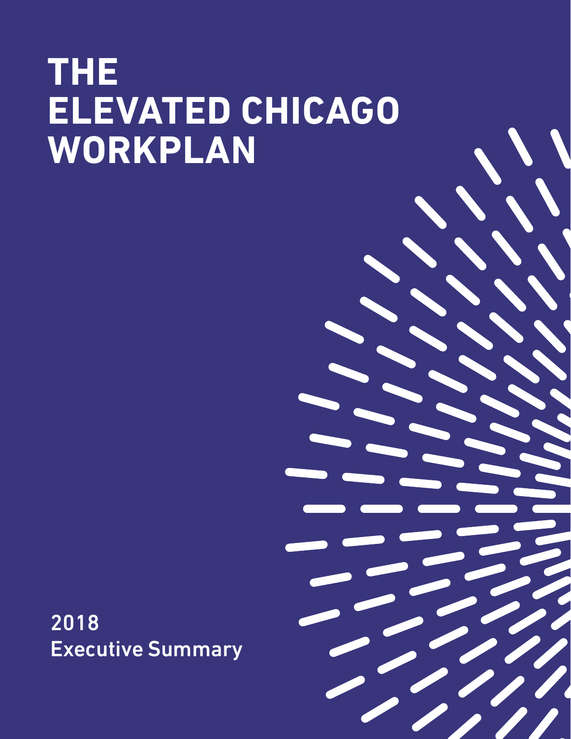# THE ELEVATED CHICAGO WORKPLAN

2018

Executive Summary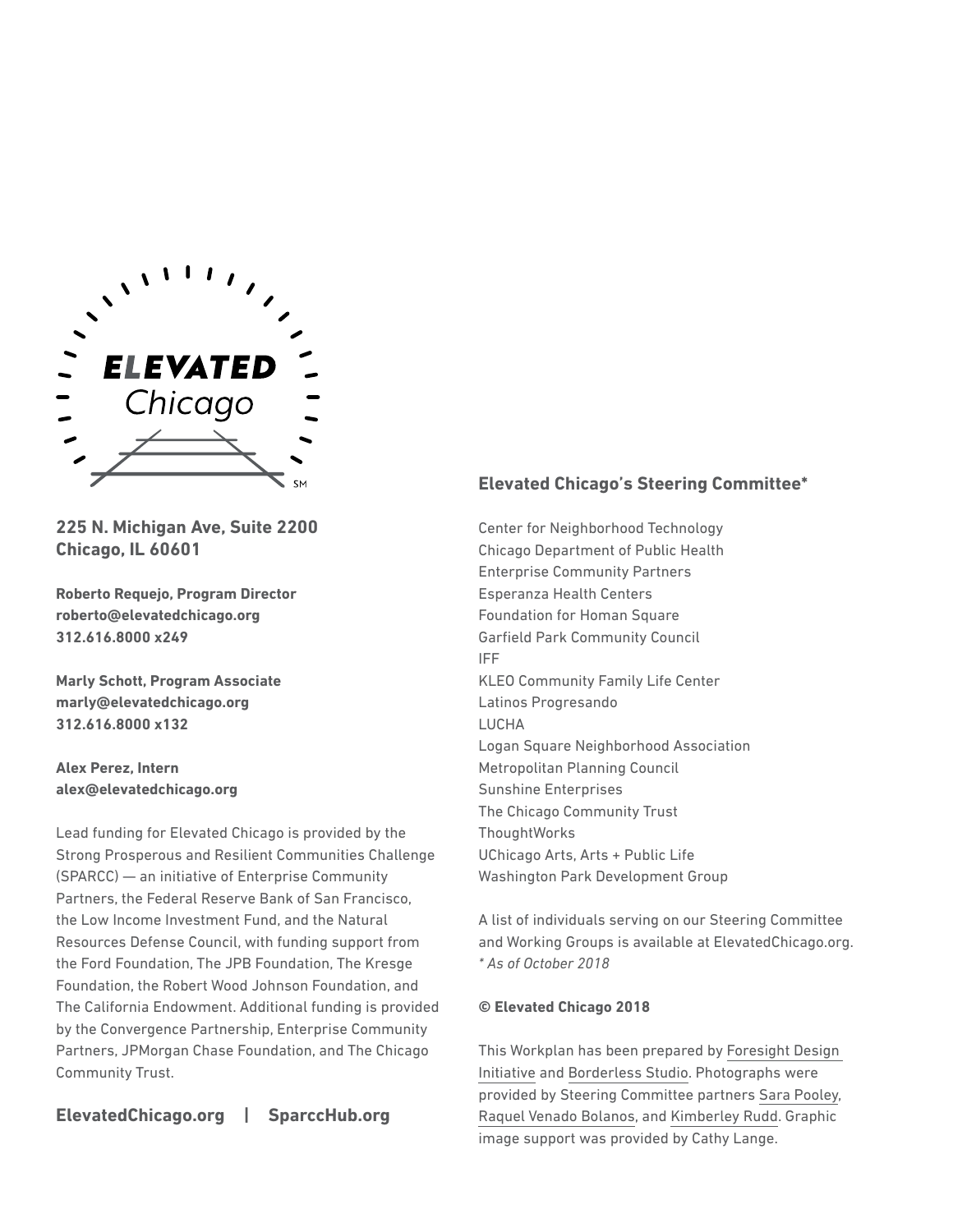**225 N. Michigan Ave, Suite 2200**
**Chicago, IL 60601**

**Roberto Requejo, Program Director**
**roberto@elevatedchicago.org**
**312.616.8000 x249**

**Marly Schott, Program Associate**
**marly@elevatedchicago.org**
**312.616.8000 x132**

**Alex Perez, Intern**
**alex@elevatedchicago.org**

Lead funding for Elevated Chicago is provided by the Strong Prosperous and Resilient Communities Challenge (SPARCC) — an initiative of Enterprise Community Partners, the Federal Reserve Bank of San Francisco, the Low Income Investment Fund, and the Natural Resources Defense Council, with funding support from the Ford Foundation, The JPB Foundation, The Kresge Foundation, the Robert Wood Johnson Foundation, and The California Endowment. Additional funding is provided by the Convergence Partnership, Enterprise Community Partners, JPMorgan Chase Foundation, and The Chicago Community Trust.

**ElevatedChicago.org | SparccHub.org**

### Elevated Chicago's Steering Committee*

Center for Neighborhood Technology
Chicago Department of Public Health
Enterprise Community Partners
Esperanza Health Centers
Foundation for Homan Square
Garfield Park Community Council
IFF
KLEO Community Family Life Center
Latinos Progresando
LUCHA
Logan Square Neighborhood Association
Metropolitan Planning Council
Sunshine Enterprises
The Chicago Community Trust
ThoughtWorks
UChicago Arts, Arts + Public Life
Washington Park Development Group

A list of individuals serving on our Steering Committee and Working Groups is available at ElevatedChicago.org.
*\* As of October 2018*

**© Elevated Chicago 2018**

This Workplan has been prepared by Foresight Design Initiative and Borderless Studio. Photographs were provided by Steering Committee partners Sara Pooley, Raquel Venado Bolanos, and Kimberley Rudd. Graphic image support was provided by Cathy Lange.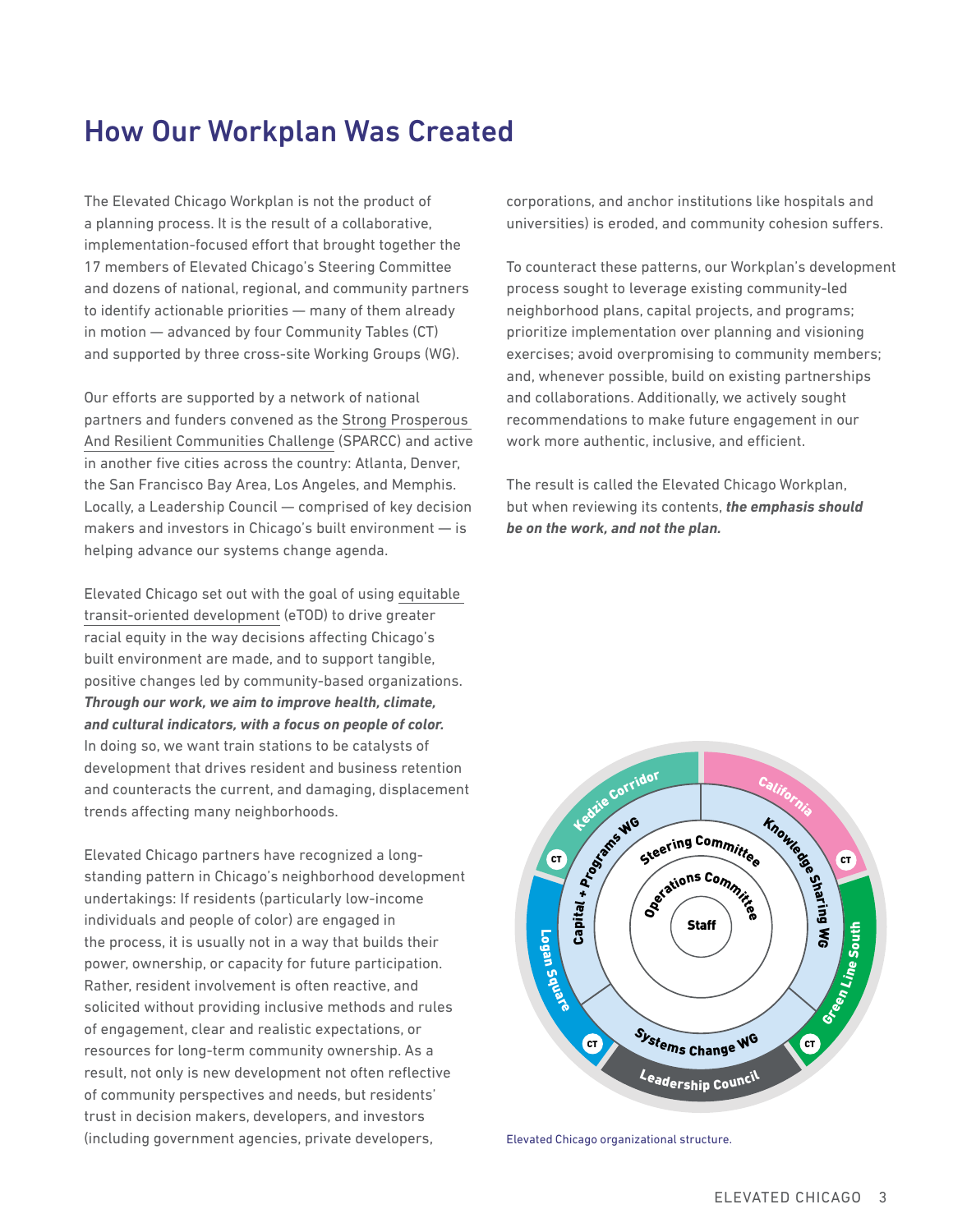# How Our Workplan Was Created

The Elevated Chicago Workplan is not the product of a planning process. It is the result of a collaborative, implementation-focused effort that brought together the 17 members of Elevated Chicago's Steering Committee and dozens of national, regional, and community partners to identify actionable priorities — many of them already in motion — advanced by four Community Tables (CT) and supported by three cross-site Working Groups (WG).

Our efforts are supported by a network of national partners and funders convened as the Strong Prosperous And Resilient Communities Challenge (SPARCC) and active in another five cities across the country: Atlanta, Denver, the San Francisco Bay Area, Los Angeles, and Memphis. Locally, a Leadership Council — comprised of key decision makers and investors in Chicago's built environment — is helping advance our systems change agenda.

Elevated Chicago set out with the goal of using equitable transit-oriented development (eTOD) to drive greater racial equity in the way decisions affecting Chicago's built environment are made, and to support tangible, positive changes led by community-based organizations. ***Through our work, we aim to improve health, climate, and cultural indicators, with a focus on people of color.*** In doing so, we want train stations to be catalysts of development that drives resident and business retention and counteracts the current, and damaging, displacement trends affecting many neighborhoods.

Elevated Chicago partners have recognized a long-standing pattern in Chicago's neighborhood development undertakings: If residents (particularly low-income individuals and people of color) are engaged in the process, it is usually not in a way that builds their power, ownership, or capacity for future participation. Rather, resident involvement is often reactive, and solicited without providing inclusive methods and rules of engagement, clear and realistic expectations, or resources for long-term community ownership. As a result, not only is new development not often reflective of community perspectives and needs, but residents' trust in decision makers, developers, and investors (including government agencies, private developers, corporations, and anchor institutions like hospitals and universities) is eroded, and community cohesion suffers.

To counteract these patterns, our Workplan's development process sought to leverage existing community-led neighborhood plans, capital projects, and programs; prioritize implementation over planning and visioning exercises; avoid overpromising to community members; and, whenever possible, build on existing partnerships and collaborations. Additionally, we actively sought recommendations to make future engagement in our work more authentic, inclusive, and efficient.

The result is called the Elevated Chicago Workplan, but when reviewing its contents, ***the emphasis should be on the work, and not the plan.***

Kedzie Corridor
California
Logan Square
Green Line South
CT
CT
CT
CT
Capital + Programs WG
Knowledge Sharing WG
Systems Change WG
Steering Committee
Operations Committee
Staff
Leadership Council

Elevated Chicago organizational structure.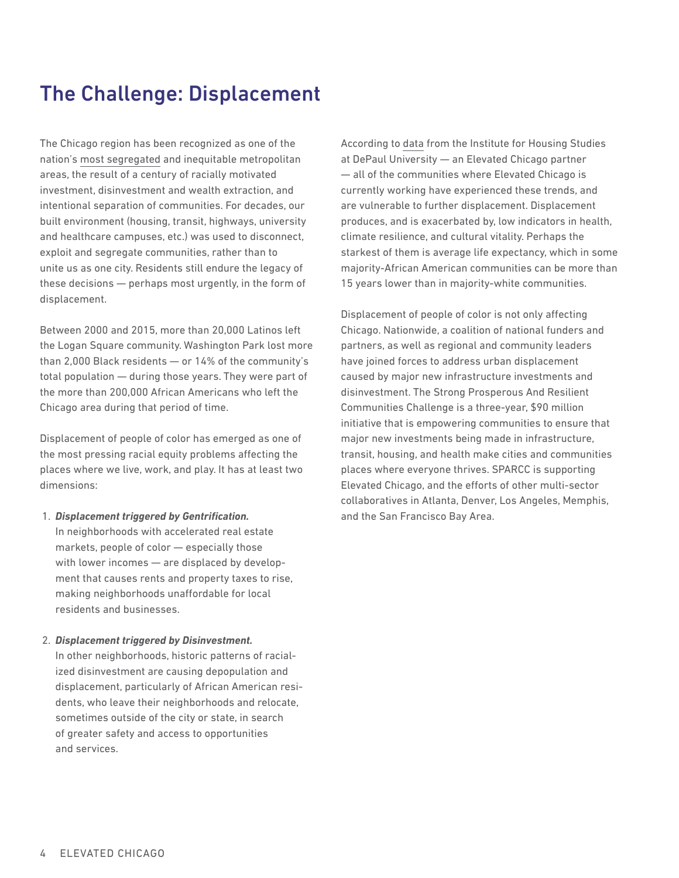# The Challenge: Displacement

The Chicago region has been recognized as one of the nation's most segregated and inequitable metropolitan areas, the result of a century of racially motivated investment, disinvestment and wealth extraction, and intentional separation of communities. For decades, our built environment (housing, transit, highways, university and healthcare campuses, etc.) was used to disconnect, exploit and segregate communities, rather than to unite us as one city. Residents still endure the legacy of these decisions — perhaps most urgently, in the form of displacement.

Between 2000 and 2015, more than 20,000 Latinos left the Logan Square community. Washington Park lost more than 2,000 Black residents — or 14% of the community's total population — during those years. They were part of the more than 200,000 African Americans who left the Chicago area during that period of time.

Displacement of people of color has emerged as one of the most pressing racial equity problems affecting the places where we live, work, and play. It has at least two dimensions:

1. ***Displacement triggered by Gentrification.*** In neighborhoods with accelerated real estate markets, people of color — especially those with lower incomes — are displaced by development that causes rents and property taxes to rise, making neighborhoods unaffordable for local residents and businesses.

2. ***Displacement triggered by Disinvestment.*** In other neighborhoods, historic patterns of racialized disinvestment are causing depopulation and displacement, particularly of African American residents, who leave their neighborhoods and relocate, sometimes outside of the city or state, in search of greater safety and access to opportunities and services.

According to data from the Institute for Housing Studies at DePaul University — an Elevated Chicago partner — all of the communities where Elevated Chicago is currently working have experienced these trends, and are vulnerable to further displacement. Displacement produces, and is exacerbated by, low indicators in health, climate resilience, and cultural vitality. Perhaps the starkest of them is average life expectancy, which in some majority-African American communities can be more than 15 years lower than in majority-white communities.

Displacement of people of color is not only affecting Chicago. Nationwide, a coalition of national funders and partners, as well as regional and community leaders have joined forces to address urban displacement caused by major new infrastructure investments and disinvestment. The Strong Prosperous And Resilient Communities Challenge is a three-year, $90 million initiative that is empowering communities to ensure that major new investments being made in infrastructure, transit, housing, and health make cities and communities places where everyone thrives. SPARCC is supporting Elevated Chicago, and the efforts of other multi-sector collaboratives in Atlanta, Denver, Los Angeles, Memphis, and the San Francisco Bay Area.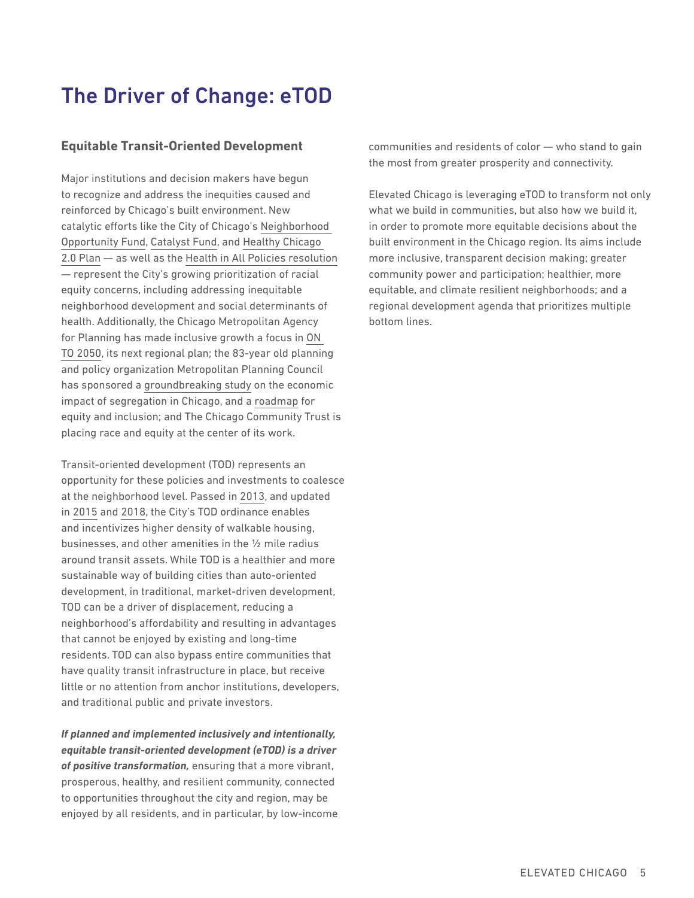# The Driver of Change: eTOD

## Equitable Transit-Oriented Development

Major institutions and decision makers have begun to recognize and address the inequities caused and reinforced by Chicago's built environment. New catalytic efforts like the City of Chicago's Neighborhood Opportunity Fund, Catalyst Fund, and Healthy Chicago 2.0 Plan — as well as the Health in All Policies resolution — represent the City's growing prioritization of racial equity concerns, including addressing inequitable neighborhood development and social determinants of health. Additionally, the Chicago Metropolitan Agency for Planning has made inclusive growth a focus in ON TO 2050, its next regional plan; the 83-year old planning and policy organization Metropolitan Planning Council has sponsored a groundbreaking study on the economic impact of segregation in Chicago, and a roadmap for equity and inclusion; and The Chicago Community Trust is placing race and equity at the center of its work.

Transit-oriented development (TOD) represents an opportunity for these policies and investments to coalesce at the neighborhood level. Passed in 2013, and updated in 2015 and 2018, the City's TOD ordinance enables and incentivizes higher density of walkable housing, businesses, and other amenities in the ½ mile radius around transit assets. While TOD is a healthier and more sustainable way of building cities than auto-oriented development, in traditional, market-driven development, TOD can be a driver of displacement, reducing a neighborhood's affordability and resulting in advantages that cannot be enjoyed by existing and long-time residents. TOD can also bypass entire communities that have quality transit infrastructure in place, but receive little or no attention from anchor institutions, developers, and traditional public and private investors.

***If planned and implemented inclusively and intentionally, equitable transit-oriented development (eTOD) is a driver of positive transformation,*** ensuring that a more vibrant, prosperous, healthy, and resilient community, connected to opportunities throughout the city and region, may be enjoyed by all residents, and in particular, by low-income communities and residents of color — who stand to gain the most from greater prosperity and connectivity.

Elevated Chicago is leveraging eTOD to transform not only what we build in communities, but also how we build it, in order to promote more equitable decisions about the built environment in the Chicago region. Its aims include more inclusive, transparent decision making; greater community power and participation; healthier, more equitable, and climate resilient neighborhoods; and a regional development agenda that prioritizes multiple bottom lines.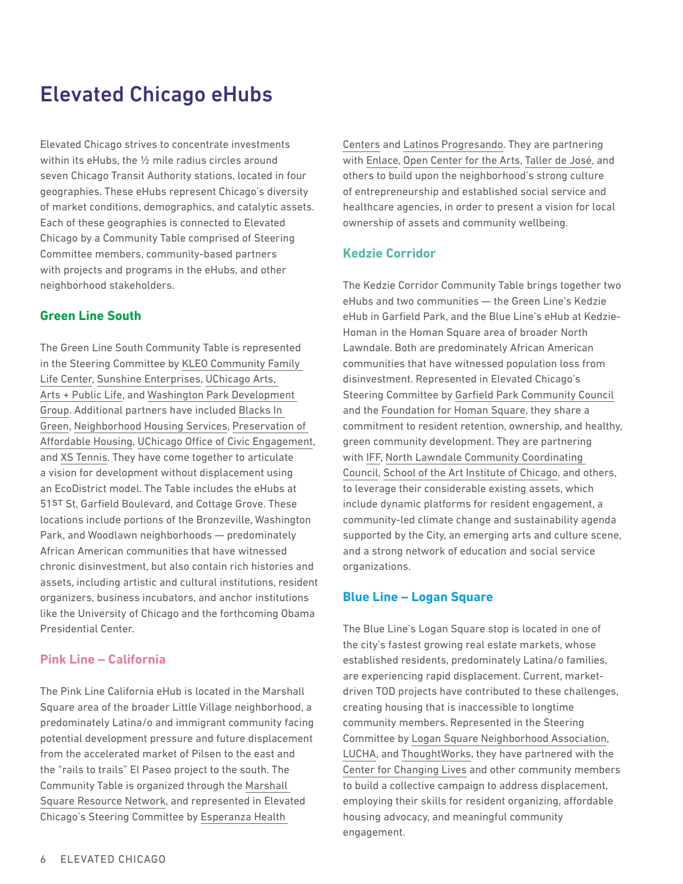# Elevated Chicago eHubs

Elevated Chicago strives to concentrate investments within its eHubs, the ½ mile radius circles around seven Chicago Transit Authority stations, located in four geographies. These eHubs represent Chicago's diversity of market conditions, demographics, and catalytic assets. Each of these geographies is connected to Elevated Chicago by a Community Table comprised of Steering Committee members, community-based partners with projects and programs in the eHubs, and other neighborhood stakeholders.

## Green Line South

The Green Line South Community Table is represented in the Steering Committee by KLEO Community Family Life Center, Sunshine Enterprises, UChicago Arts, Arts + Public Life, and Washington Park Development Group. Additional partners have included Blacks In Green, Neighborhood Housing Services, Preservation of Affordable Housing, UChicago Office of Civic Engagement, and XS Tennis. They have come together to articulate a vision for development without displacement using an EcoDistrict model. The Table includes the eHubs at 51ST St, Garfield Boulevard, and Cottage Grove. These locations include portions of the Bronzeville, Washington Park, and Woodlawn neighborhoods — predominately African American communities that have witnessed chronic disinvestment, but also contain rich histories and assets, including artistic and cultural institutions, resident organizers, business incubators, and anchor institutions like the University of Chicago and the forthcoming Obama Presidential Center.

## Pink Line – California

The Pink Line California eHub is located in the Marshall Square area of the broader Little Village neighborhood, a predominately Latina/o and immigrant community facing potential development pressure and future displacement from the accelerated market of Pilsen to the east and the "rails to trails" El Paseo project to the south. The Community Table is organized through the Marshall Square Resource Network, and represented in Elevated Chicago's Steering Committee by Esperanza Health Centers and Latinos Progresando. They are partnering with Enlace, Open Center for the Arts, Taller de José, and others to build upon the neighborhood's strong culture of entrepreneurship and established social service and healthcare agencies, in order to present a vision for local ownership of assets and community wellbeing.

## Kedzie Corridor

The Kedzie Corridor Community Table brings together two eHubs and two communities — the Green Line's Kedzie eHub in Garfield Park, and the Blue Line's eHub at Kedzie-Homan in the Homan Square area of broader North Lawndale. Both are predominately African American communities that have witnessed population loss from disinvestment. Represented in Elevated Chicago's Steering Committee by Garfield Park Community Council and the Foundation for Homan Square, they share a commitment to resident retention, ownership, and healthy, green community development. They are partnering with IFF, North Lawndale Community Coordinating Council, School of the Art Institute of Chicago, and others, to leverage their considerable existing assets, which include dynamic platforms for resident engagement, a community-led climate change and sustainability agenda supported by the City, an emerging arts and culture scene, and a strong network of education and social service organizations.

## Blue Line – Logan Square

The Blue Line's Logan Square stop is located in one of the city's fastest growing real estate markets, whose established residents, predominately Latina/o families, are experiencing rapid displacement. Current, market-driven TOD projects have contributed to these challenges, creating housing that is inaccessible to longtime community members. Represented in the Steering Committee by Logan Square Neighborhood Association, LUCHA, and ThoughtWorks, they have partnered with the Center for Changing Lives and other community members to build a collective campaign to address displacement, employing their skills for resident organizing, affordable housing advocacy, and meaningful community engagement.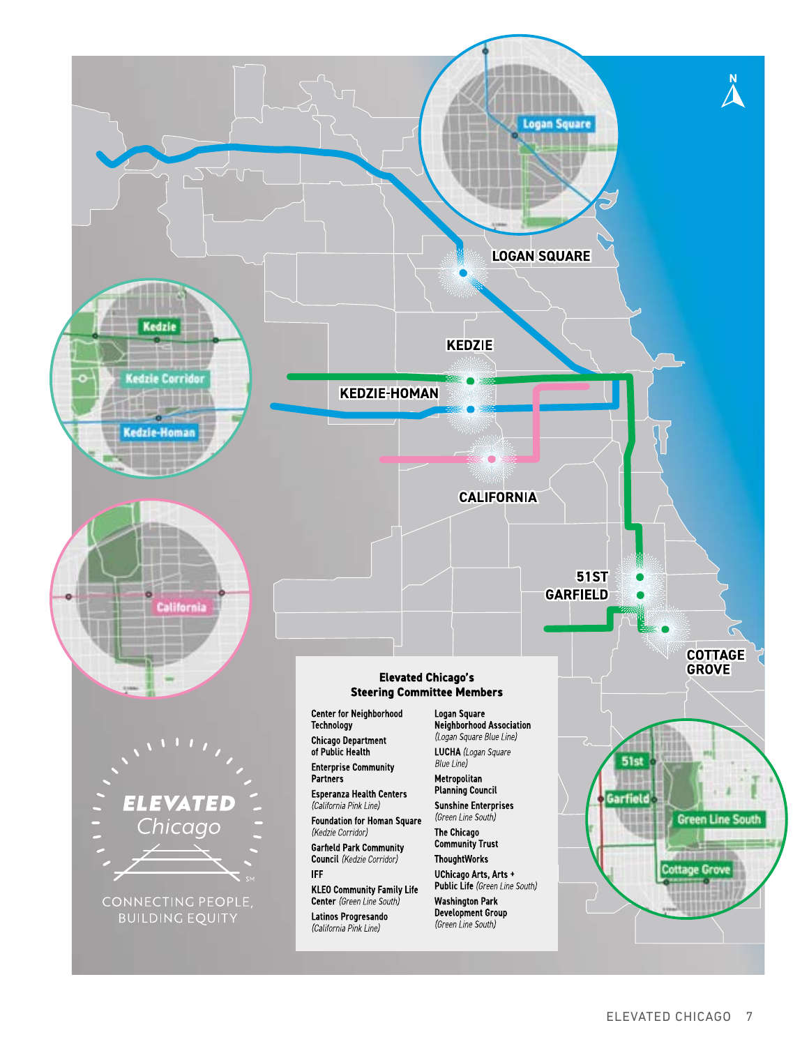LOGAN SQUARE

KEDZIE

KEDZIE-HOMAN

CALIFORNIA

51ST

GARFIELD

COTTAGE GROVE

Logan Square

Kedzie

Kedzie Corridor

Kedzie-Homan

California

51st

Garfield

Green Line South

Cottage Grove

## Elevated Chicago's Steering Committee Members

**Center for Neighborhood Technology**

**Chicago Department of Public Health**

**Enterprise Community Partners**

**Esperanza Health Centers** *(California Pink Line)*

**Foundation for Homan Square** *(Kedzie Corridor)*

**Garfield Park Community Council** *(Kedzie Corridor)*

**IFF**

**KLEO Community Family Life Center** *(Green Line South)*

**Latinos Progresando** *(California Pink Line)*

**Logan Square Neighborhood Association** *(Logan Square Blue Line)*

**LUCHA** *(Logan Square Blue Line)*

**Metropolitan Planning Council**

**Sunshine Enterprises** *(Green Line South)*

**The Chicago Community Trust**

**ThoughtWorks**

**UChicago Arts, Arts + Public Life** *(Green Line South)*

**Washington Park Development Group** *(Green Line South)*

ELEVATED Chicago

CONNECTING PEOPLE, BUILDING EQUITY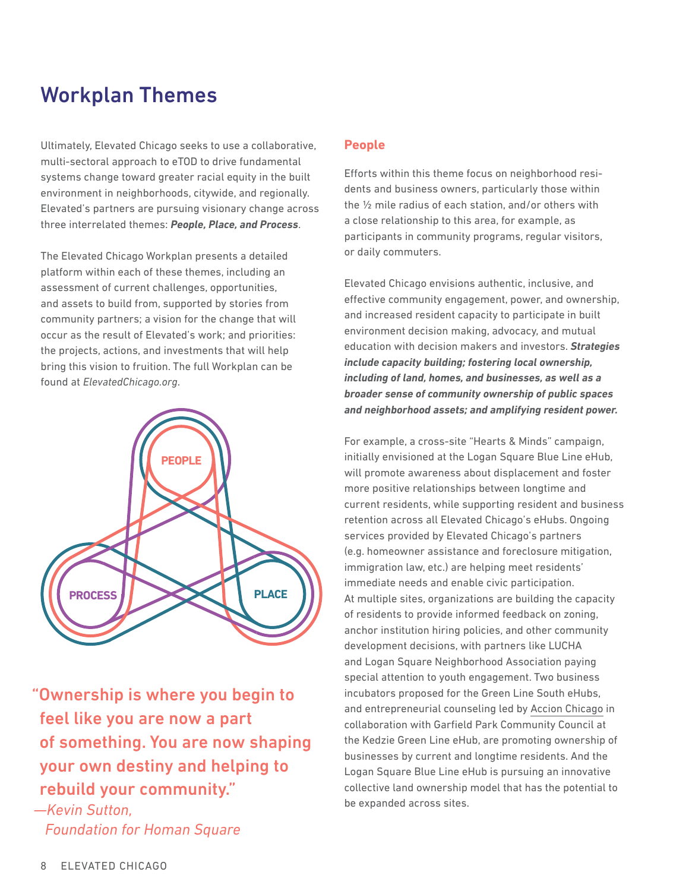# Workplan Themes

Ultimately, Elevated Chicago seeks to use a collaborative, multi-sectoral approach to eTOD to drive fundamental systems change toward greater racial equity in the built environment in neighborhoods, citywide, and regionally. Elevated's partners are pursuing visionary change across three interrelated themes: ***People, Place, and Process***.

The Elevated Chicago Workplan presents a detailed platform within each of these themes, including an assessment of current challenges, opportunities, and assets to build from, supported by stories from community partners; a vision for the change that will occur as the result of Elevated's work; and priorities: the projects, actions, and investments that will help bring this vision to fruition. The full Workplan can be found at *ElevatedChicago.org*.

PEOPLE

PROCESS

PLACE

"Ownership is where you begin to feel like you are now a part of something. You are now shaping your own destiny and helping to rebuild your community."

*—Kevin Sutton, Foundation for Homan Square*

### People

Efforts within this theme focus on neighborhood residents and business owners, particularly those within the ½ mile radius of each station, and/or others with a close relationship to this area, for example, as participants in community programs, regular visitors, or daily commuters.

Elevated Chicago envisions authentic, inclusive, and effective community engagement, power, and ownership, and increased resident capacity to participate in built environment decision making, advocacy, and mutual education with decision makers and investors. ***Strategies include capacity building; fostering local ownership, including of land, homes, and businesses, as well as a broader sense of community ownership of public spaces and neighborhood assets; and amplifying resident power.***

For example, a cross-site "Hearts & Minds" campaign, initially envisioned at the Logan Square Blue Line eHub, will promote awareness about displacement and foster more positive relationships between longtime and current residents, while supporting resident and business retention across all Elevated Chicago's eHubs. Ongoing services provided by Elevated Chicago's partners (e.g. homeowner assistance and foreclosure mitigation, immigration law, etc.) are helping meet residents' immediate needs and enable civic participation. At multiple sites, organizations are building the capacity of residents to provide informed feedback on zoning, anchor institution hiring policies, and other community development decisions, with partners like LUCHA and Logan Square Neighborhood Association paying special attention to youth engagement. Two business incubators proposed for the Green Line South eHubs, and entrepreneurial counseling led by Accion Chicago in collaboration with Garfield Park Community Council at the Kedzie Green Line eHub, are promoting ownership of businesses by current and longtime residents. And the Logan Square Blue Line eHub is pursuing an innovative collective land ownership model that has the potential to be expanded across sites.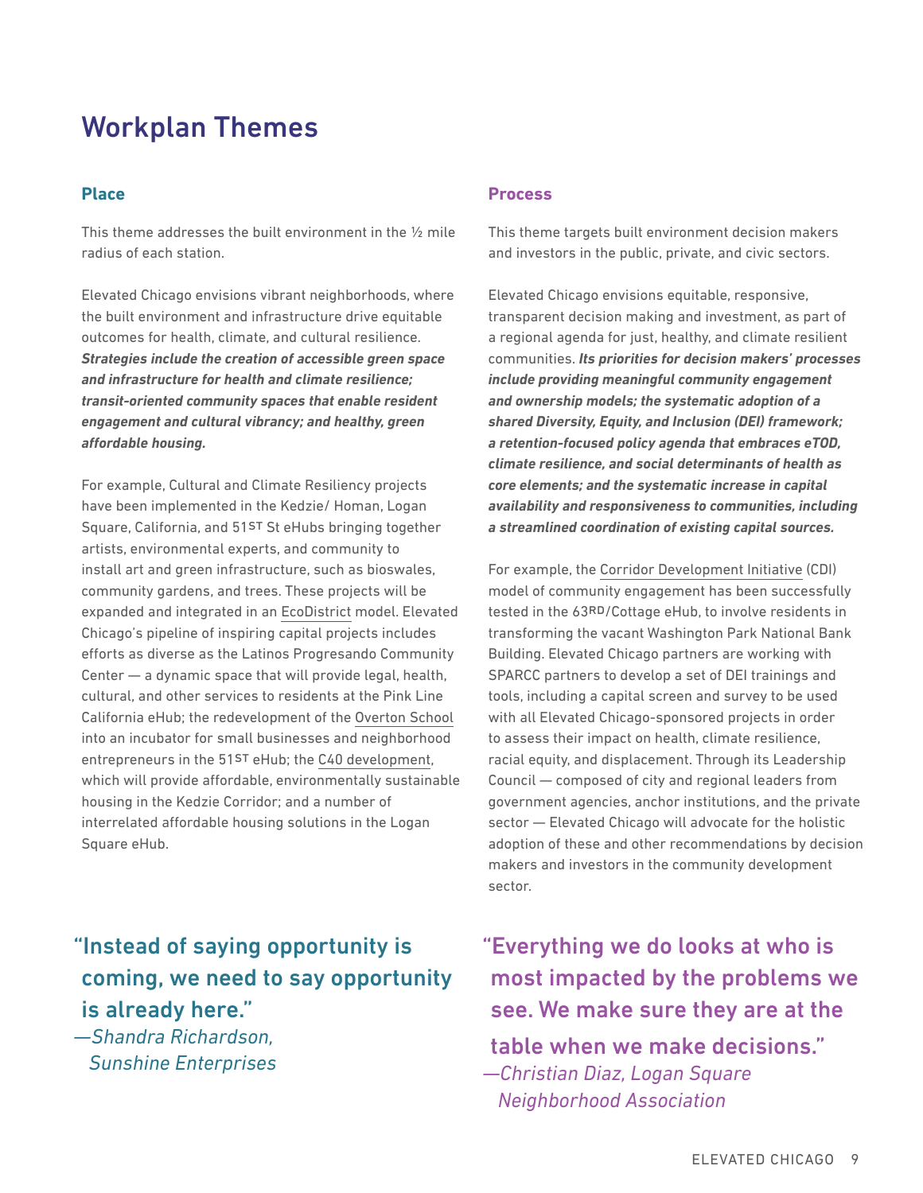# Workplan Themes

### Place

This theme addresses the built environment in the ½ mile radius of each station.

Elevated Chicago envisions vibrant neighborhoods, where the built environment and infrastructure drive equitable outcomes for health, climate, and cultural resilience. ***Strategies include the creation of accessible green space and infrastructure for health and climate resilience; transit-oriented community spaces that enable resident engagement and cultural vibrancy; and healthy, green affordable housing.***

For example, Cultural and Climate Resiliency projects have been implemented in the Kedzie/ Homan, Logan Square, California, and 51ST St eHubs bringing together artists, environmental experts, and community to install art and green infrastructure, such as bioswales, community gardens, and trees. These projects will be expanded and integrated in an EcoDistrict model. Elevated Chicago's pipeline of inspiring capital projects includes efforts as diverse as the Latinos Progresando Community Center — a dynamic space that will provide legal, health, cultural, and other services to residents at the Pink Line California eHub; the redevelopment of the Overton School into an incubator for small businesses and neighborhood entrepreneurs in the 51ST eHub; the C40 development, which will provide affordable, environmentally sustainable housing in the Kedzie Corridor; and a number of interrelated affordable housing solutions in the Logan Square eHub.

> "Instead of saying opportunity is coming, we need to say opportunity is already here."
> —*Shandra Richardson, Sunshine Enterprises*

### Process

This theme targets built environment decision makers and investors in the public, private, and civic sectors.

Elevated Chicago envisions equitable, responsive, transparent decision making and investment, as part of a regional agenda for just, healthy, and climate resilient communities. ***Its priorities for decision makers' processes include providing meaningful community engagement and ownership models; the systematic adoption of a shared Diversity, Equity, and Inclusion (DEI) framework; a retention-focused policy agenda that embraces eTOD, climate resilience, and social determinants of health as core elements; and the systematic increase in capital availability and responsiveness to communities, including a streamlined coordination of existing capital sources.***

For example, the Corridor Development Initiative (CDI) model of community engagement has been successfully tested in the 63RD/Cottage eHub, to involve residents in transforming the vacant Washington Park National Bank Building. Elevated Chicago partners are working with SPARCC partners to develop a set of DEI trainings and tools, including a capital screen and survey to be used with all Elevated Chicago-sponsored projects in order to assess their impact on health, climate resilience, racial equity, and displacement. Through its Leadership Council — composed of city and regional leaders from government agencies, anchor institutions, and the private sector — Elevated Chicago will advocate for the holistic adoption of these and other recommendations by decision makers and investors in the community development sector.

> "Everything we do looks at who is most impacted by the problems we see. We make sure they are at the table when we make decisions."
> —*Christian Diaz, Logan Square Neighborhood Association*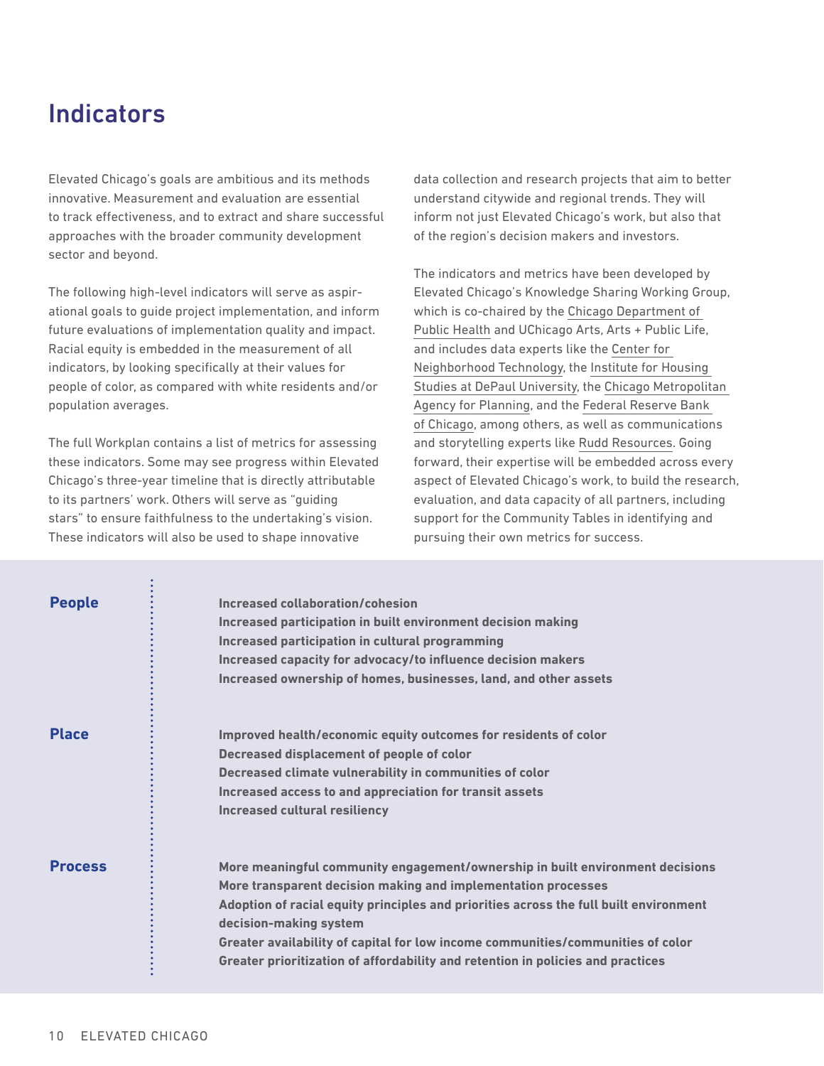# Indicators

Elevated Chicago's goals are ambitious and its methods innovative. Measurement and evaluation are essential to track effectiveness, and to extract and share successful approaches with the broader community development sector and beyond.

The following high-level indicators will serve as aspirational goals to guide project implementation, and inform future evaluations of implementation quality and impact. Racial equity is embedded in the measurement of all indicators, by looking specifically at their values for people of color, as compared with white residents and/or population averages.

The full Workplan contains a list of metrics for assessing these indicators. Some may see progress within Elevated Chicago's three-year timeline that is directly attributable to its partners' work. Others will serve as "guiding stars" to ensure faithfulness to the undertaking's vision. These indicators will also be used to shape innovative data collection and research projects that aim to better understand citywide and regional trends. They will inform not just Elevated Chicago's work, but also that of the region's decision makers and investors.

The indicators and metrics have been developed by Elevated Chicago's Knowledge Sharing Working Group, which is co-chaired by the Chicago Department of Public Health and UChicago Arts, Arts + Public Life, and includes data experts like the Center for Neighborhood Technology, the Institute for Housing Studies at DePaul University, the Chicago Metropolitan Agency for Planning, and the Federal Reserve Bank of Chicago, among others, as well as communications and storytelling experts like Rudd Resources. Going forward, their expertise will be embedded across every aspect of Elevated Chicago's work, to build the research, evaluation, and data capacity of all partners, including support for the Community Tables in identifying and pursuing their own metrics for success.

| | |
|---|---|
| **People** | **Increased collaboration/cohesion**<br>**Increased participation in built environment decision making**<br>**Increased participation in cultural programming**<br>**Increased capacity for advocacy/to influence decision makers**<br>**Increased ownership of homes, businesses, land, and other assets** |
| **Place** | **Improved health/economic equity outcomes for residents of color**<br>**Decreased displacement of people of color**<br>**Decreased climate vulnerability in communities of color**<br>**Increased access to and appreciation for transit assets**<br>**Increased cultural resiliency** |
| **Process** | **More meaningful community engagement/ownership in built environment decisions**<br>**More transparent decision making and implementation processes**<br>**Adoption of racial equity principles and priorities across the full built environment decision-making system**<br>**Greater availability of capital for low income communities/communities of color**<br>**Greater prioritization of affordability and retention in policies and practices** |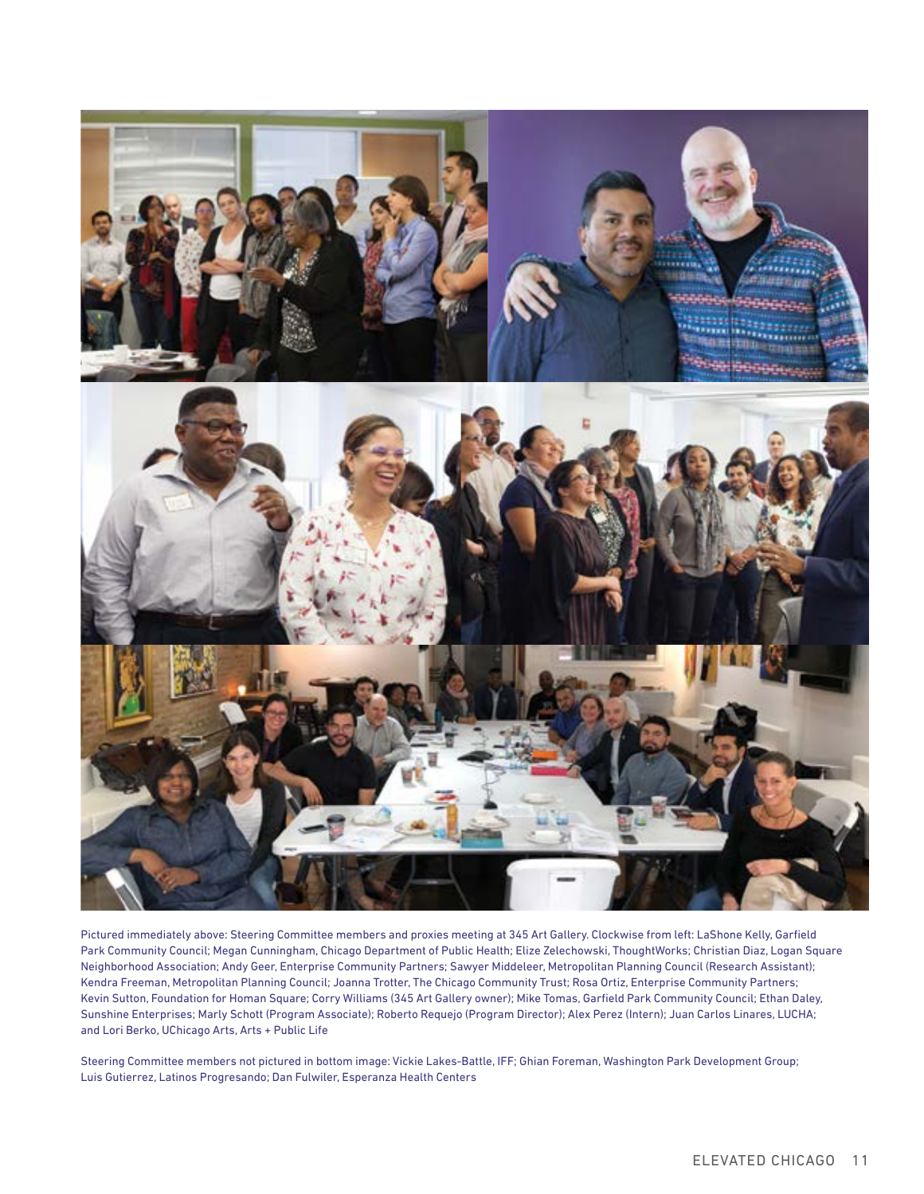Pictured immediately above: Steering Committee members and proxies meeting at 345 Art Gallery. Clockwise from left: LaShone Kelly, Garfield Park Community Council; Megan Cunningham, Chicago Department of Public Health; Elize Zelechowski, ThoughtWorks; Christian Diaz, Logan Square Neighborhood Association; Andy Geer, Enterprise Community Partners; Sawyer Middeleer, Metropolitan Planning Council (Research Assistant); Kendra Freeman, Metropolitan Planning Council; Joanna Trotter, The Chicago Community Trust; Rosa Ortiz, Enterprise Community Partners; Kevin Sutton, Foundation for Homan Square; Corry Williams (345 Art Gallery owner); Mike Tomas, Garfield Park Community Council; Ethan Daley, Sunshine Enterprises; Marly Schott (Program Associate); Roberto Requejo (Program Director); Alex Perez (Intern); Juan Carlos Linares, LUCHA; and Lori Berko, UChicago Arts, Arts + Public Life

Steering Committee members not pictured in bottom image: Vickie Lakes-Battle, IFF; Ghian Foreman, Washington Park Development Group; Luis Gutierrez, Latinos Progresando; Dan Fulwiler, Esperanza Health Centers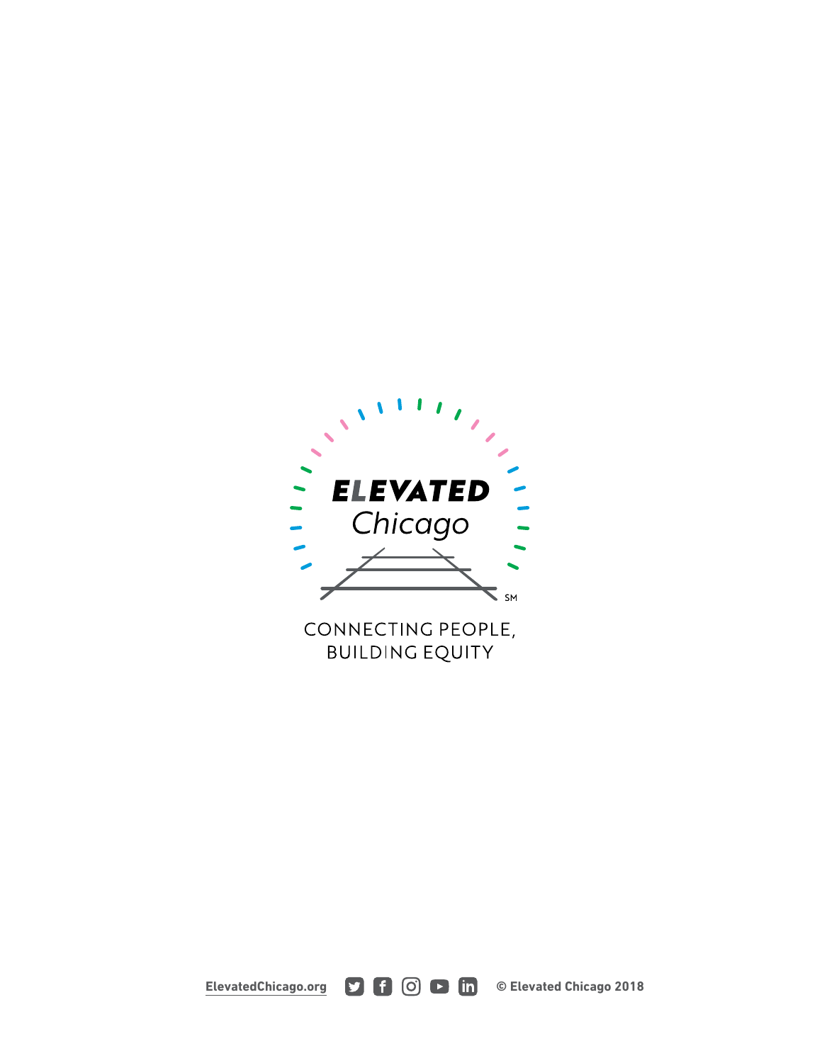ELEVATED Chicago

CONNECTING PEOPLE,
BUILDING EQUITY

ElevatedChicago.org © Elevated Chicago 2018